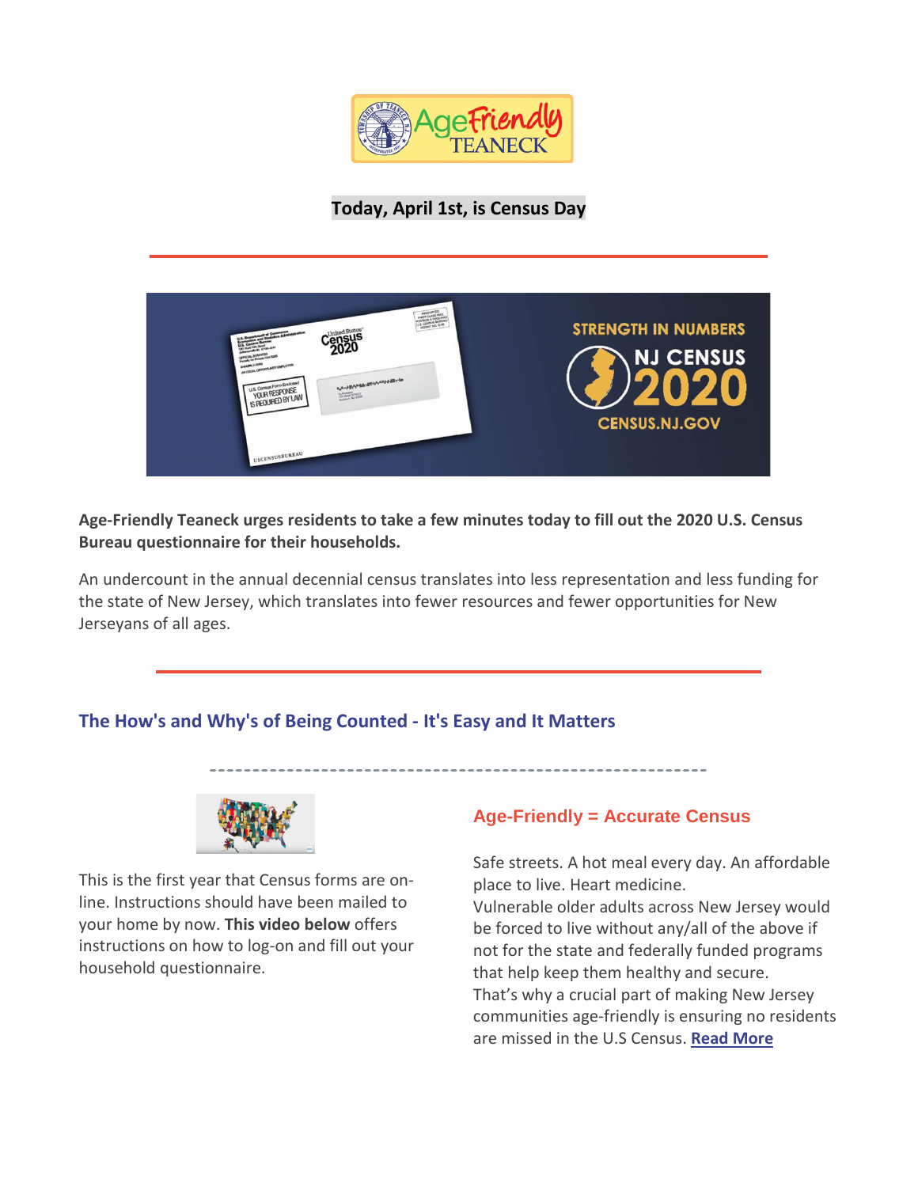**Today, April 1st, is Census Day**

**Age-Friendly Teaneck urges residents to take a few minutes today to fill out the 2020 U.S. Census Bureau questionnaire for their households.**

An undercount in the annual decennial census translates into less representation and less funding for the state of New Jersey, which translates into fewer resources and fewer opportunities for New Jerseyans of all ages.

## The How's and Why's of Being Counted - It's Easy and It Matters

This is the first year that Census forms are on-line. Instructions should have been mailed to your home by now. **This video below** offers instructions on how to log-on and fill out your household questionnaire.

### Age-Friendly = Accurate Census

Safe streets. A hot meal every day. An affordable place to live. Heart medicine.
Vulnerable older adults across New Jersey would be forced to live without any/all of the above if not for the state and federally funded programs that help keep them healthy and secure.
That's why a crucial part of making New Jersey communities age-friendly is ensuring no residents are missed in the U.S Census. **Read More**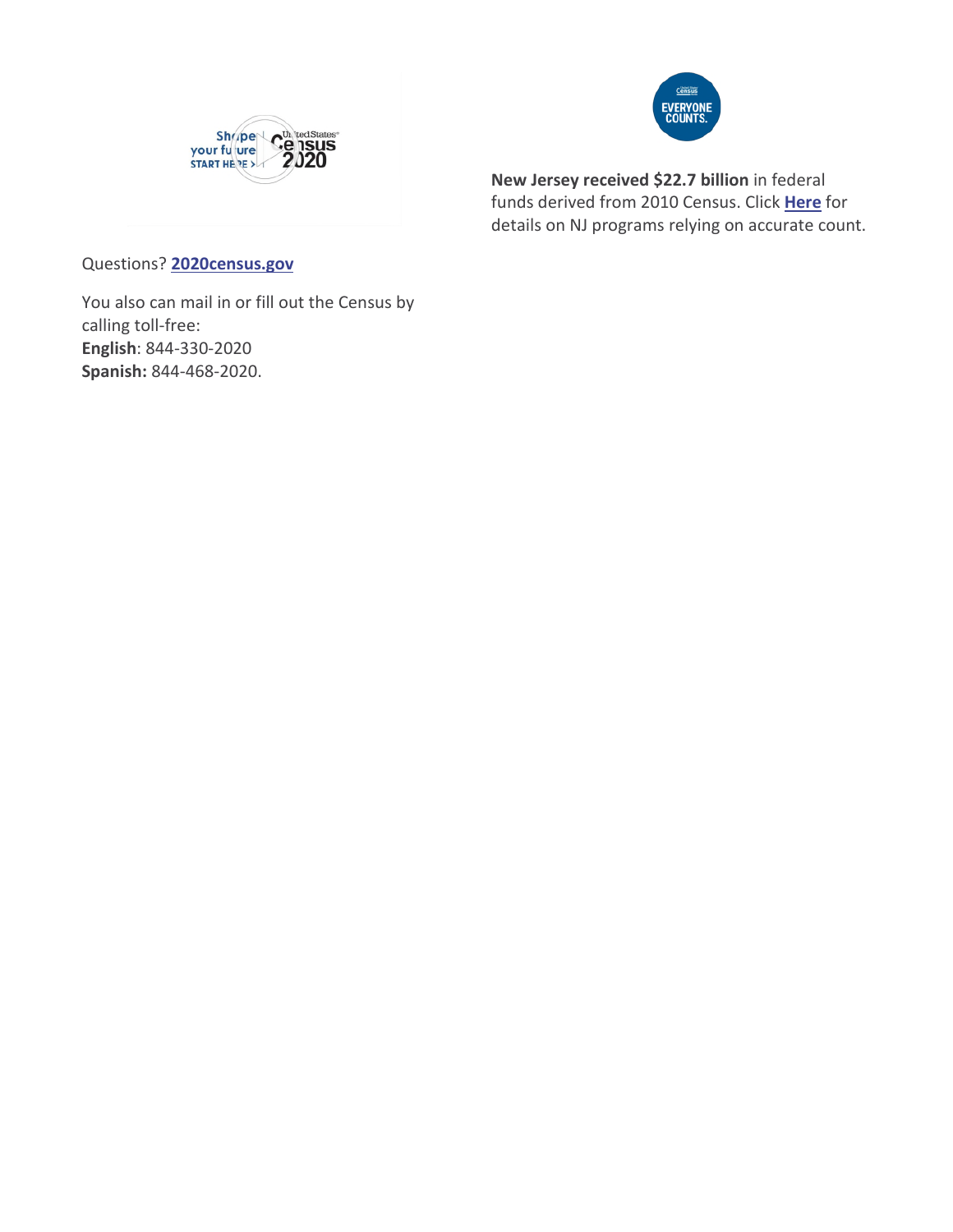**New Jersey received $22.7 billion** in federal funds derived from 2010 Census. Click **Here** for details on NJ programs relying on accurate count.

Questions? **2020census.gov**

You also can mail in or fill out the Census by calling toll-free:
**English**: 844-330-2020
**Spanish:** 844-468-2020.